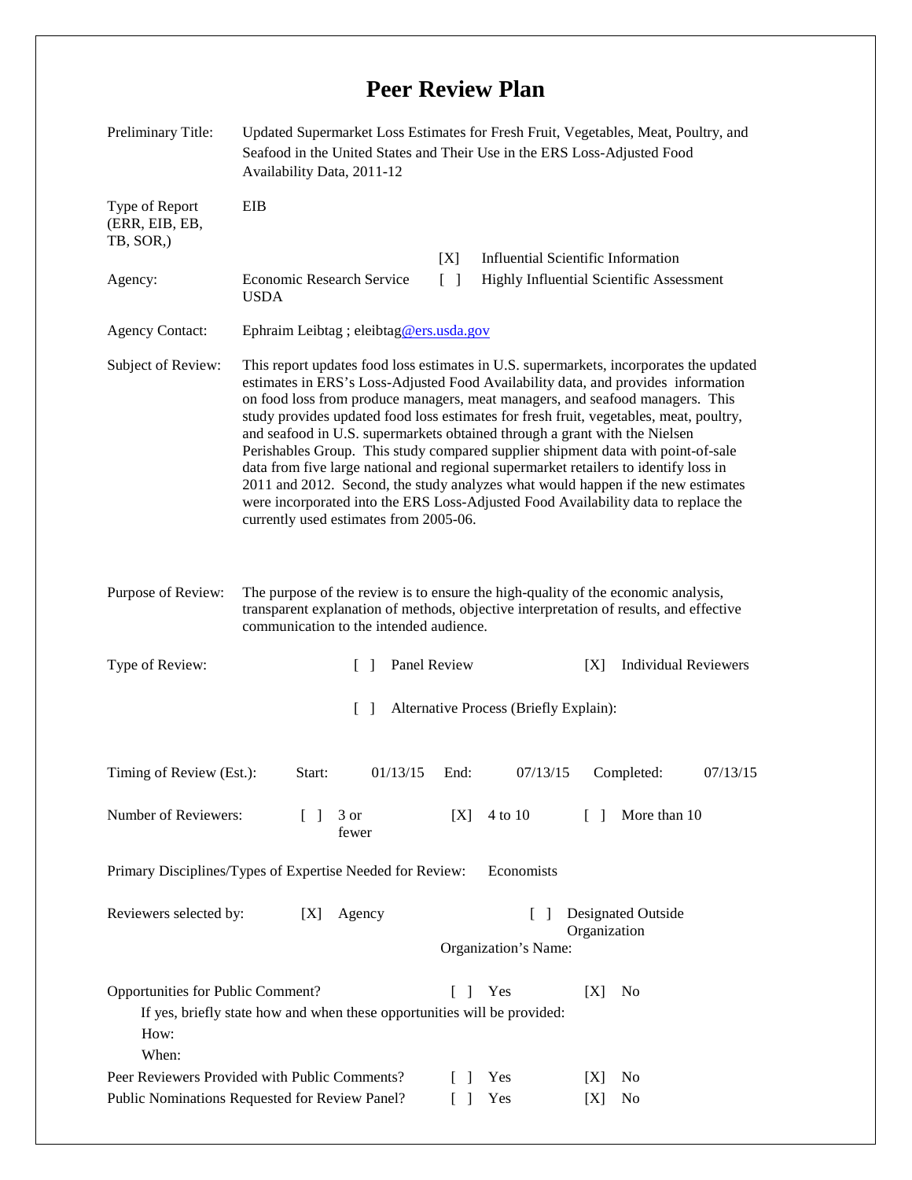# Peer Review Plan

Preliminary Title: Updated Supermarket Loss Estimates for Fresh Fruit, Vegetables, Meat, Poultry, and Seafood in the United States and Their Use in the ERS Loss-Adjusted Food Availability Data, 2011-12

Type of Report (ERR, EIB, EB, TB, SOR,): EIB

Agency: Economic Research Service USDA

[X] Influential Scientific Information

[ ] Highly Influential Scientific Assessment

Agency Contact: Ephraim Leibtag ; eleibtag@ers.usda.gov

Subject of Review: This report updates food loss estimates in U.S. supermarkets, incorporates the updated estimates in ERS's Loss-Adjusted Food Availability data, and provides information on food loss from produce managers, meat managers, and seafood managers. This study provides updated food loss estimates for fresh fruit, vegetables, meat, poultry, and seafood in U.S. supermarkets obtained through a grant with the Nielsen Perishables Group. This study compared supplier shipment data with point-of-sale data from five large national and regional supermarket retailers to identify loss in 2011 and 2012. Second, the study analyzes what would happen if the new estimates were incorporated into the ERS Loss-Adjusted Food Availability data to replace the currently used estimates from 2005-06.

Purpose of Review: The purpose of the review is to ensure the high-quality of the economic analysis, transparent explanation of methods, objective interpretation of results, and effective communication to the intended audience.

Type of Review: [ ] Panel Review [X] Individual Reviewers

[ ] Alternative Process (Briefly Explain):

Timing of Review (Est.): Start: 01/13/15 End: 07/13/15 Completed: 07/13/15

Number of Reviewers: [ ] 3 or fewer [X] 4 to 10 [ ] More than 10

Primary Disciplines/Types of Expertise Needed for Review: Economists

Reviewers selected by: [X] Agency [ ] Designated Outside Organization

Organization's Name:

Opportunities for Public Comment? [ ] Yes [X] No

If yes, briefly state how and when these opportunities will be provided:

How:

When:

Peer Reviewers Provided with Public Comments? [ ] Yes [X] No

Public Nominations Requested for Review Panel? [ ] Yes [X] No